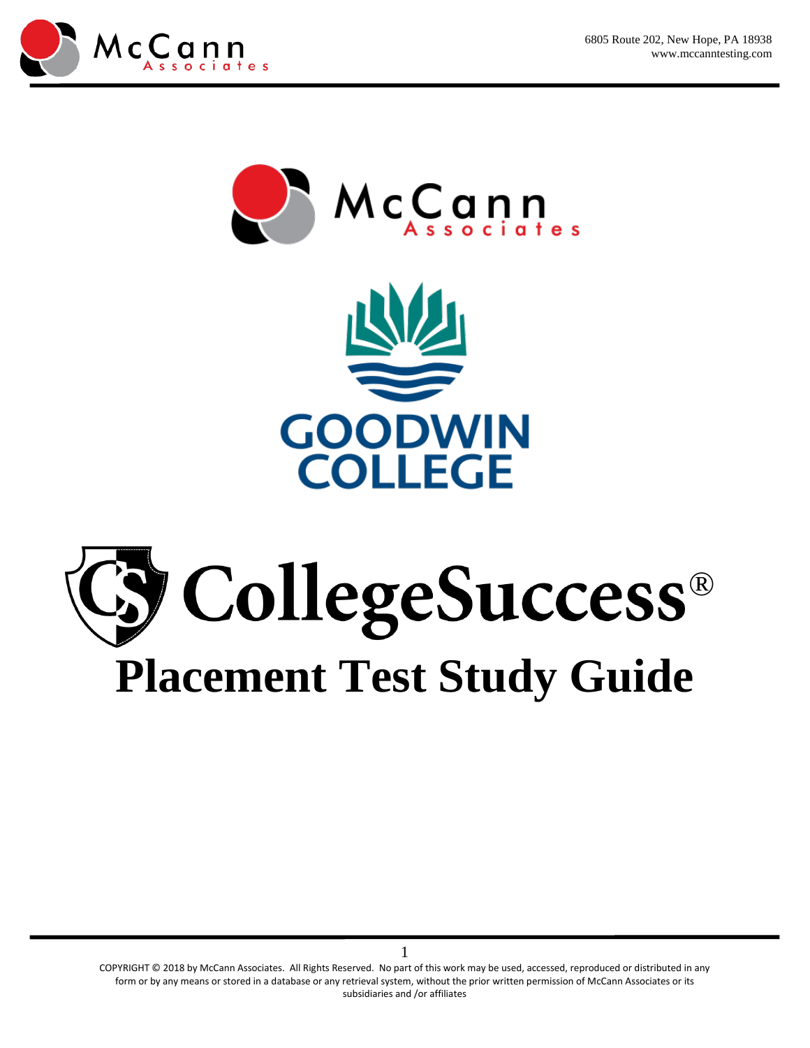6805 Route 202, New Hope, PA 18938
www.mccanntesting.com

McCann Associates

GOODWIN COLLEGE

# CollegeSuccess®

# Placement Test Study Guide

COPYRIGHT © 2018 by McCann Associates. All Rights Reserved. No part of this work may be used, accessed, reproduced or distributed in any form or by any means or stored in a database or any retrieval system, without the prior written permission of McCann Associates or its subsidiaries and /or affiliates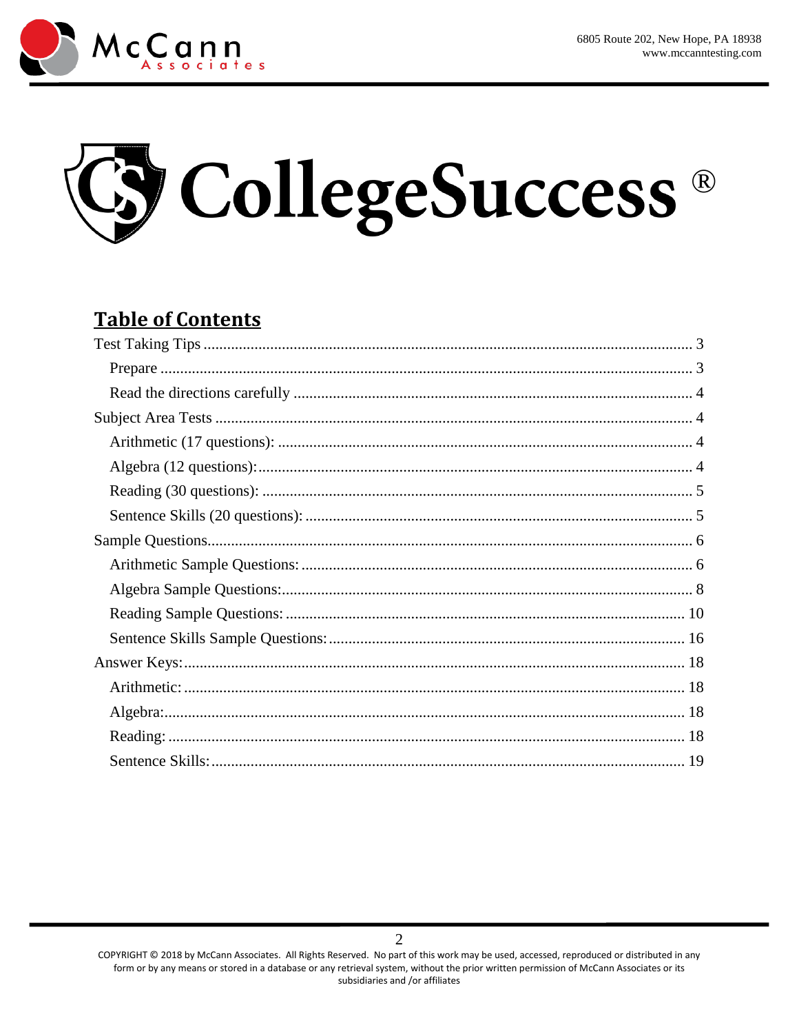# CollegeSuccess®

## Table of Contents

Test Taking Tips ........ 3

- Prepare ........ 3
- Read the directions carefully ........ 4

Subject Area Tests ........ 4

- Arithmetic (17 questions): ........ 4
- Algebra (12 questions): ........ 4
- Reading (30 questions): ........ 5
- Sentence Skills (20 questions): ........ 5

Sample Questions ........ 6

- Arithmetic Sample Questions: ........ 6
- Algebra Sample Questions: ........ 8
- Reading Sample Questions: ........ 10
- Sentence Skills Sample Questions: ........ 16

Answer Keys: ........ 18

- Arithmetic: ........ 18
- Algebra: ........ 18
- Reading: ........ 18
- Sentence Skills: ........ 19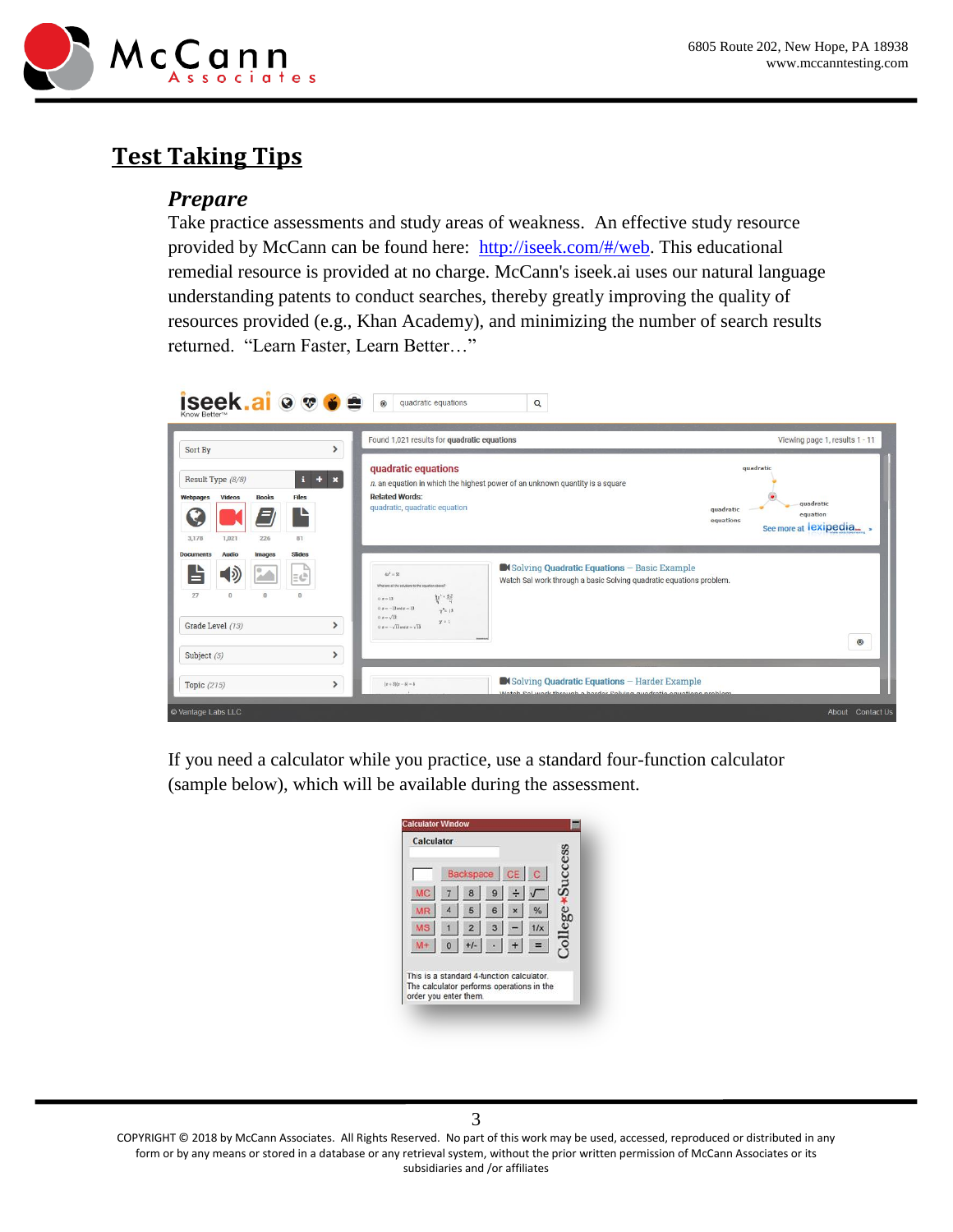## Test Taking Tips

### *Prepare*

Take practice assessments and study areas of weakness. An effective study resource provided by McCann can be found here: http://iseek.com/#/web. This educational remedial resource is provided at no charge. McCann's iseek.ai uses our natural language understanding patents to conduct searches, thereby greatly improving the quality of resources provided (e.g., Khan Academy), and minimizing the number of search results returned. "Learn Faster, Learn Better…"

If you need a calculator while you practice, use a standard four-function calculator (sample below), which will be available during the assessment.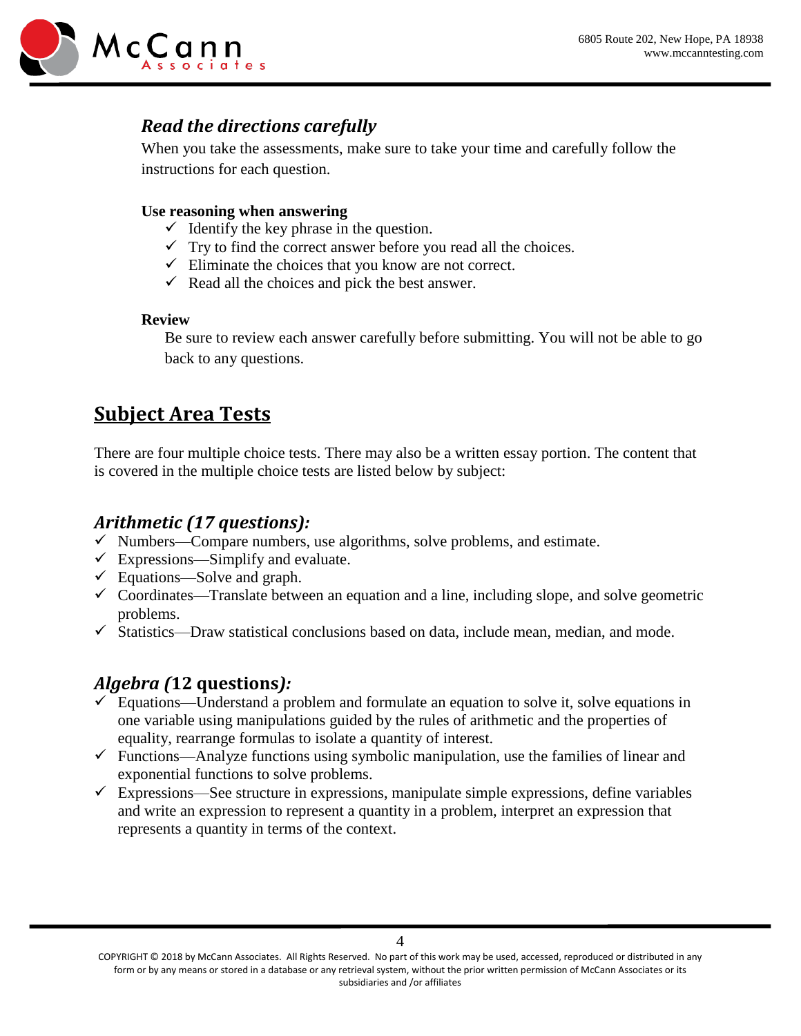### *Read the directions carefully*

When you take the assessments, make sure to take your time and carefully follow the instructions for each question.

**Use reasoning when answering**

- ✓ Identify the key phrase in the question.
- ✓ Try to find the correct answer before you read all the choices.
- ✓ Eliminate the choices that you know are not correct.
- ✓ Read all the choices and pick the best answer.

**Review**

Be sure to review each answer carefully before submitting. You will not be able to go back to any questions.

## Subject Area Tests

There are four multiple choice tests. There may also be a written essay portion. The content that is covered in the multiple choice tests are listed below by subject:

### *Arithmetic (17 questions):*

- ✓ Numbers—Compare numbers, use algorithms, solve problems, and estimate.
- ✓ Expressions—Simplify and evaluate.
- ✓ Equations—Solve and graph.
- ✓ Coordinates—Translate between an equation and a line, including slope, and solve geometric problems.
- ✓ Statistics—Draw statistical conclusions based on data, include mean, median, and mode.

### *Algebra (*12 questions*):*

- ✓ Equations—Understand a problem and formulate an equation to solve it, solve equations in one variable using manipulations guided by the rules of arithmetic and the properties of equality, rearrange formulas to isolate a quantity of interest.
- ✓ Functions—Analyze functions using symbolic manipulation, use the families of linear and exponential functions to solve problems.
- ✓ Expressions—See structure in expressions, manipulate simple expressions, define variables and write an expression to represent a quantity in a problem, interpret an expression that represents a quantity in terms of the context.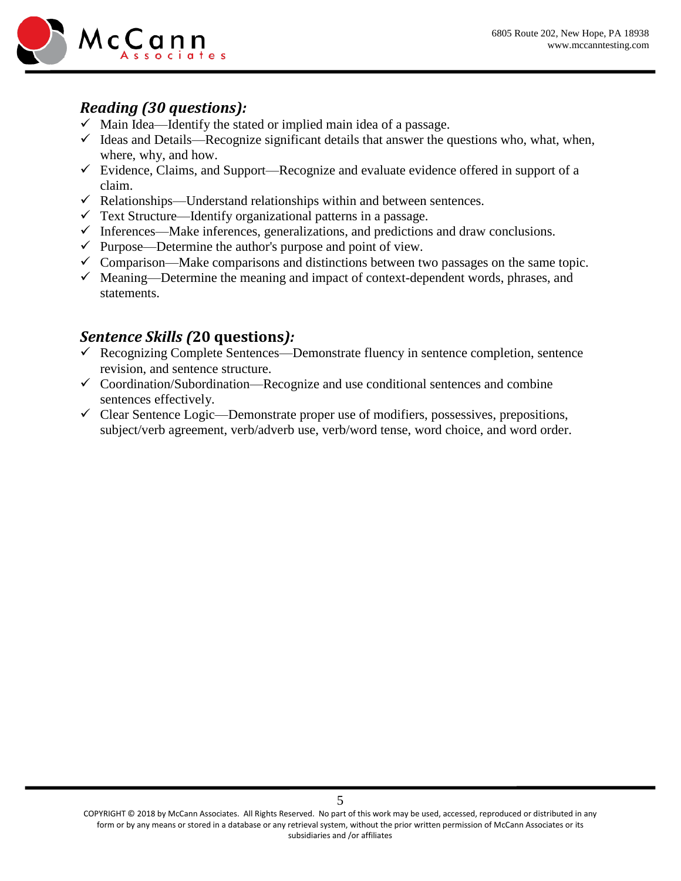### *Reading (30 questions):*

- ✓ Main Idea—Identify the stated or implied main idea of a passage.
- ✓ Ideas and Details—Recognize significant details that answer the questions who, what, when, where, why, and how.
- ✓ Evidence, Claims, and Support—Recognize and evaluate evidence offered in support of a claim.
- ✓ Relationships—Understand relationships within and between sentences.
- ✓ Text Structure—Identify organizational patterns in a passage.
- ✓ Inferences—Make inferences, generalizations, and predictions and draw conclusions.
- ✓ Purpose—Determine the author's purpose and point of view.
- ✓ Comparison—Make comparisons and distinctions between two passages on the same topic.
- ✓ Meaning—Determine the meaning and impact of context-dependent words, phrases, and statements.

### *Sentence Skills (***20 questions***):*

- ✓ Recognizing Complete Sentences—Demonstrate fluency in sentence completion, sentence revision, and sentence structure.
- ✓ Coordination/Subordination—Recognize and use conditional sentences and combine sentences effectively.
- ✓ Clear Sentence Logic—Demonstrate proper use of modifiers, possessives, prepositions, subject/verb agreement, verb/adverb use, verb/word tense, word choice, and word order.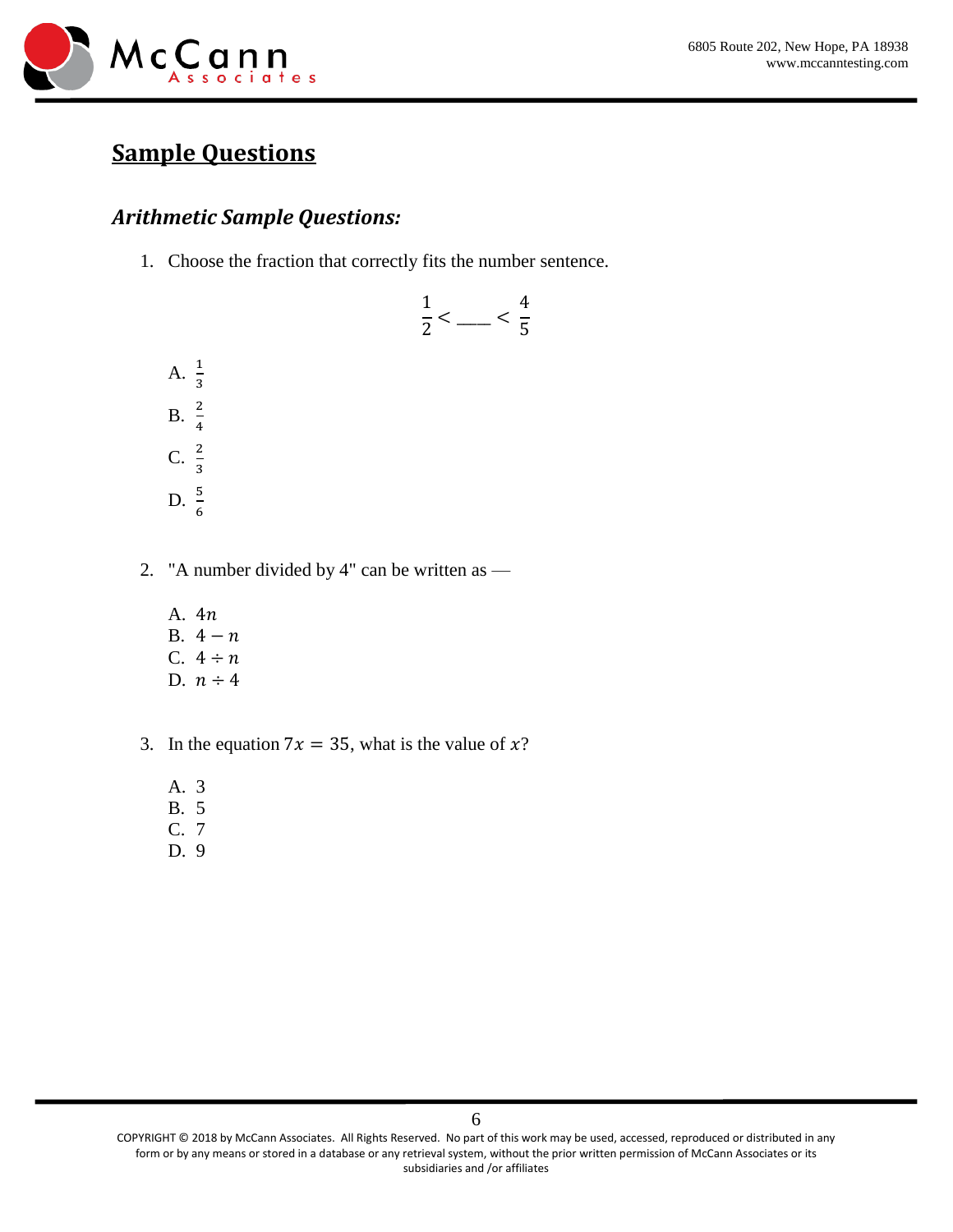## Sample Questions

### *Arithmetic Sample Questions:*

1. Choose the fraction that correctly fits the number sentence.

$$\frac{1}{2} < \_\_\_ < \frac{4}{5}$$

   A. $\frac{1}{3}$
   B. $\frac{2}{4}$
   C. $\frac{2}{3}$
   D. $\frac{5}{6}$

2. "A number divided by 4" can be written as —

   A. $4n$
   B. $4 - n$
   C. $4 \div n$
   D. $n \div 4$

3. In the equation $7x = 35$, what is the value of $x$?

   A. 3
   B. 5
   C. 7
   D. 9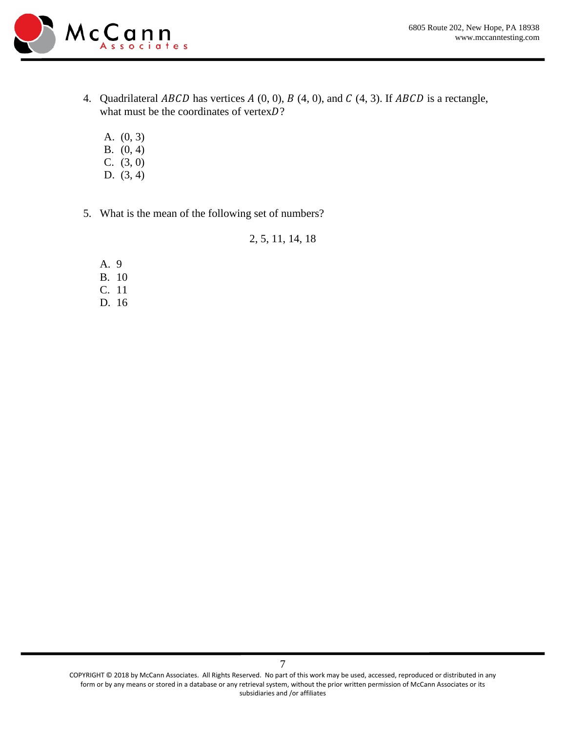4. Quadrilateral $ABCD$ has vertices $A$ (0, 0), $B$ (4, 0), and $C$ (4, 3). If $ABCD$ is a rectangle, what must be the coordinates of vertex $D$?

   A. (0, 3)
   B. (0, 4)
   C. (3, 0)
   D. (3, 4)

5. What is the mean of the following set of numbers?

   2, 5, 11, 14, 18

   A. 9
   B. 10
   C. 11
   D. 16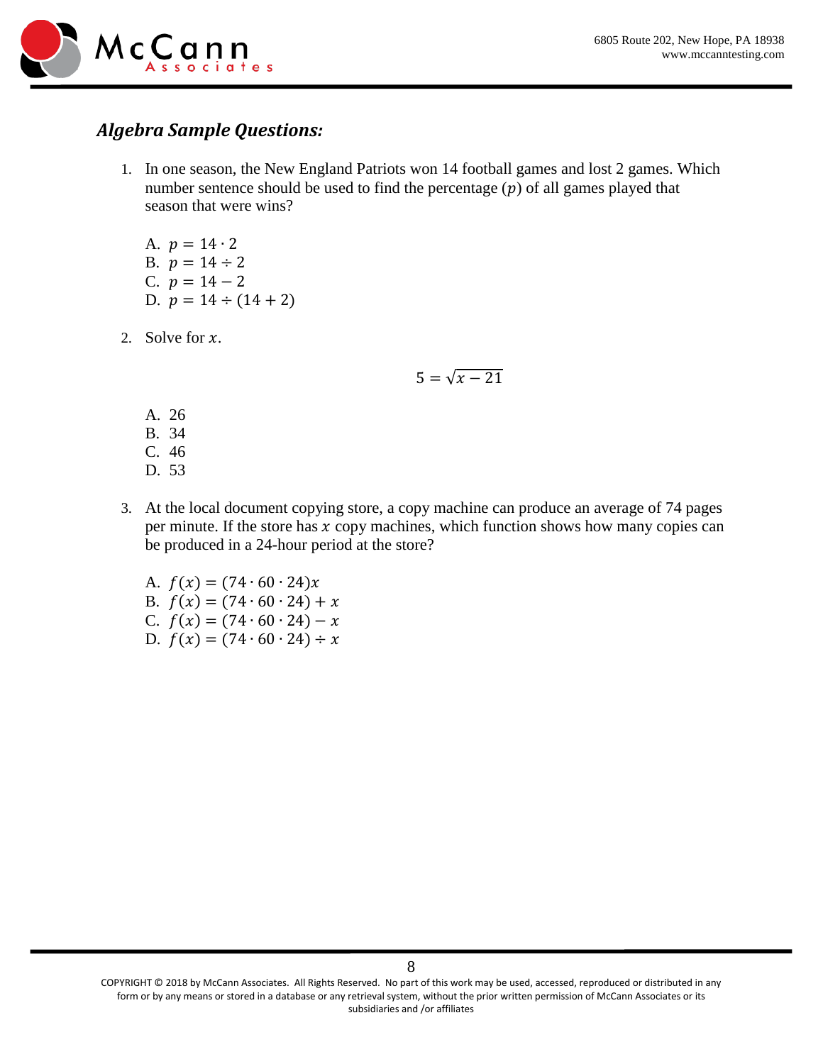## *Algebra Sample Questions:*

1. In one season, the New England Patriots won 14 football games and lost 2 games. Which number sentence should be used to find the percentage ($p$) of all games played that season that were wins?

   A. $p = 14 \cdot 2$
   B. $p = 14 \div 2$
   C. $p = 14 - 2$
   D. $p = 14 \div (14 + 2)$

2. Solve for $x$.

$$5 = \sqrt{x - 21}$$

   A. 26
   B. 34
   C. 46
   D. 53

3. At the local document copying store, a copy machine can produce an average of 74 pages per minute. If the store has $x$ copy machines, which function shows how many copies can be produced in a 24-hour period at the store?

   A. $f(x) = (74 \cdot 60 \cdot 24)x$
   B. $f(x) = (74 \cdot 60 \cdot 24) + x$
   C. $f(x) = (74 \cdot 60 \cdot 24) - x$
   D. $f(x) = (74 \cdot 60 \cdot 24) \div x$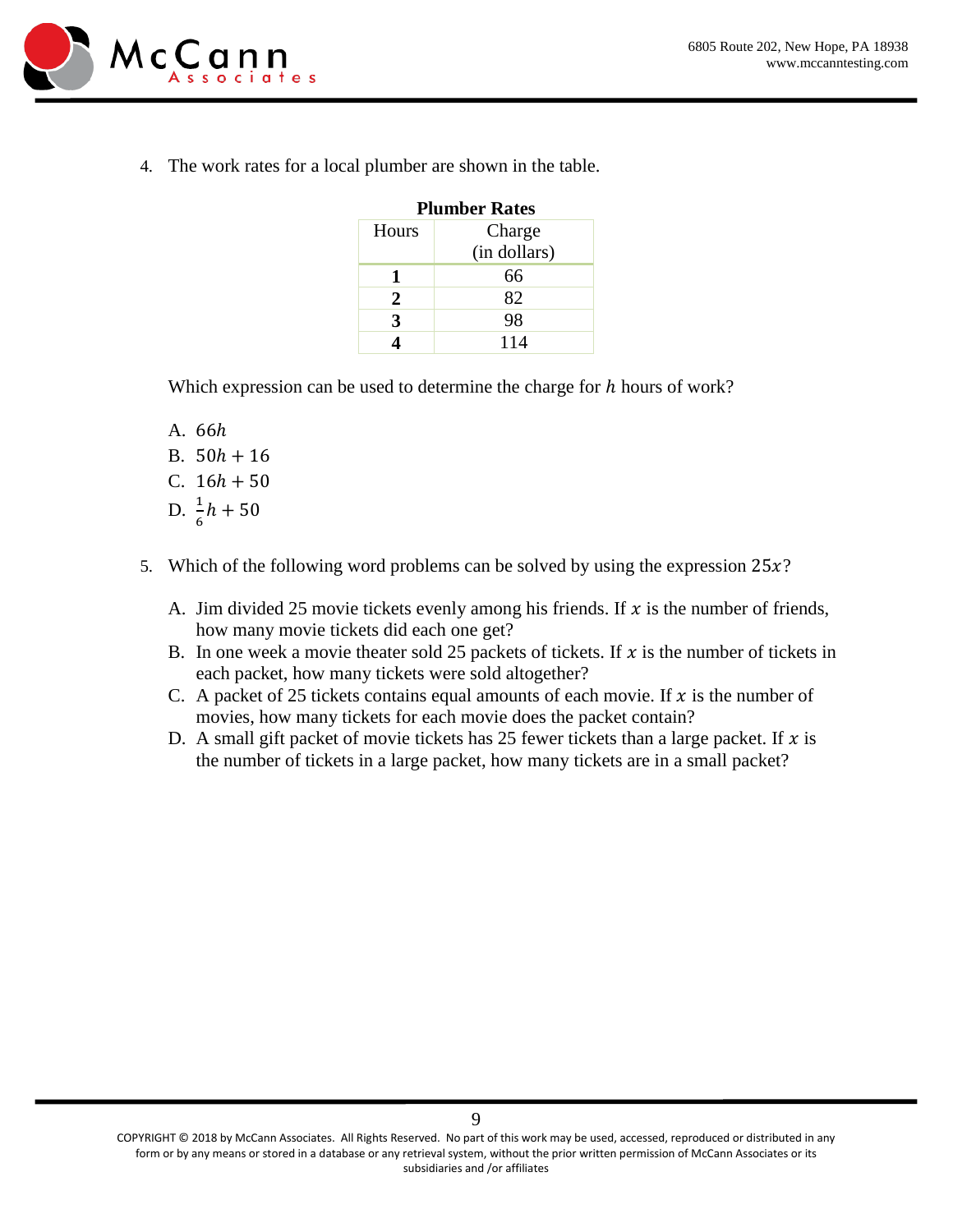4. The work rates for a local plumber are shown in the table.

**Plumber Rates**

| Hours | Charge (in dollars) |
|---|---|
| **1** | 66 |
| **2** | 82 |
| **3** | 98 |
| **4** | 114 |

Which expression can be used to determine the charge for $h$ hours of work?

A. $66h$
B. $50h + 16$
C. $16h + 50$
D. $\frac{1}{6}h + 50$

5. Which of the following word problems can be solved by using the expression $25x$?

A. Jim divided 25 movie tickets evenly among his friends. If $x$ is the number of friends, how many movie tickets did each one get?
B. In one week a movie theater sold 25 packets of tickets. If $x$ is the number of tickets in each packet, how many tickets were sold altogether?
C. A packet of 25 tickets contains equal amounts of each movie. If $x$ is the number of movies, how many tickets for each movie does the packet contain?
D. A small gift packet of movie tickets has 25 fewer tickets than a large packet. If $x$ is the number of tickets in a large packet, how many tickets are in a small packet?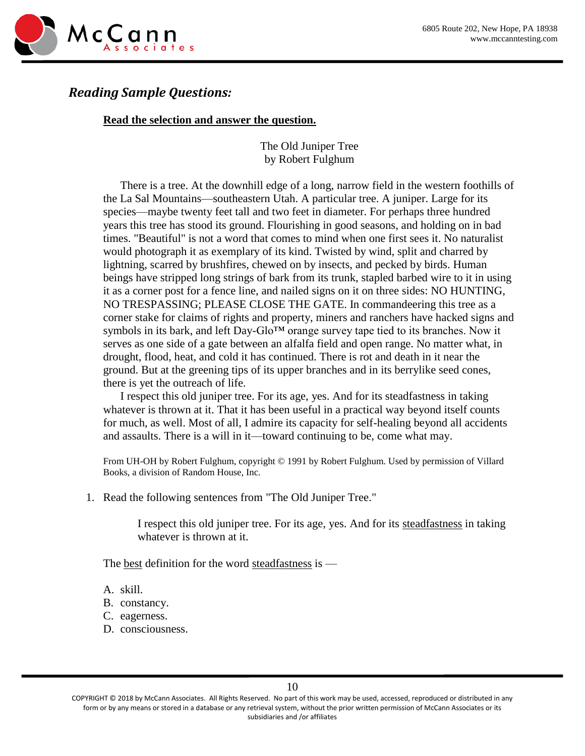## *Reading Sample Questions:*

**Read the selection and answer the question.**

The Old Juniper Tree
by Robert Fulghum

There is a tree. At the downhill edge of a long, narrow field in the western foothills of the La Sal Mountains—southeastern Utah. A particular tree. A juniper. Large for its species—maybe twenty feet tall and two feet in diameter. For perhaps three hundred years this tree has stood its ground. Flourishing in good seasons, and holding on in bad times. "Beautiful" is not a word that comes to mind when one first sees it. No naturalist would photograph it as exemplary of its kind. Twisted by wind, split and charred by lightning, scarred by brushfires, chewed on by insects, and pecked by birds. Human beings have stripped long strings of bark from its trunk, stapled barbed wire to it in using it as a corner post for a fence line, and nailed signs on it on three sides: NO HUNTING, NO TRESPASSING; PLEASE CLOSE THE GATE. In commandeering this tree as a corner stake for claims of rights and property, miners and ranchers have hacked signs and symbols in its bark, and left Day-Glo™ orange survey tape tied to its branches. Now it serves as one side of a gate between an alfalfa field and open range. No matter what, in drought, flood, heat, and cold it has continued. There is rot and death in it near the ground. But at the greening tips of its upper branches and in its berrylike seed cones, there is yet the outreach of life.

I respect this old juniper tree. For its age, yes. And for its steadfastness in taking whatever is thrown at it. That it has been useful in a practical way beyond itself counts for much, as well. Most of all, I admire its capacity for self-healing beyond all accidents and assaults. There is a will in it—toward continuing to be, come what may.

From UH-OH by Robert Fulghum, copyright © 1991 by Robert Fulghum. Used by permission of Villard Books, a division of Random House, Inc.

1. Read the following sentences from "The Old Juniper Tree."

   > I respect this old juniper tree. For its age, yes. And for its <u>steadfastness</u> in taking whatever is thrown at it.

   The <u>best</u> definition for the word <u>steadfastness</u> is —

   A. skill.
   B. constancy.
   C. eagerness.
   D. consciousness.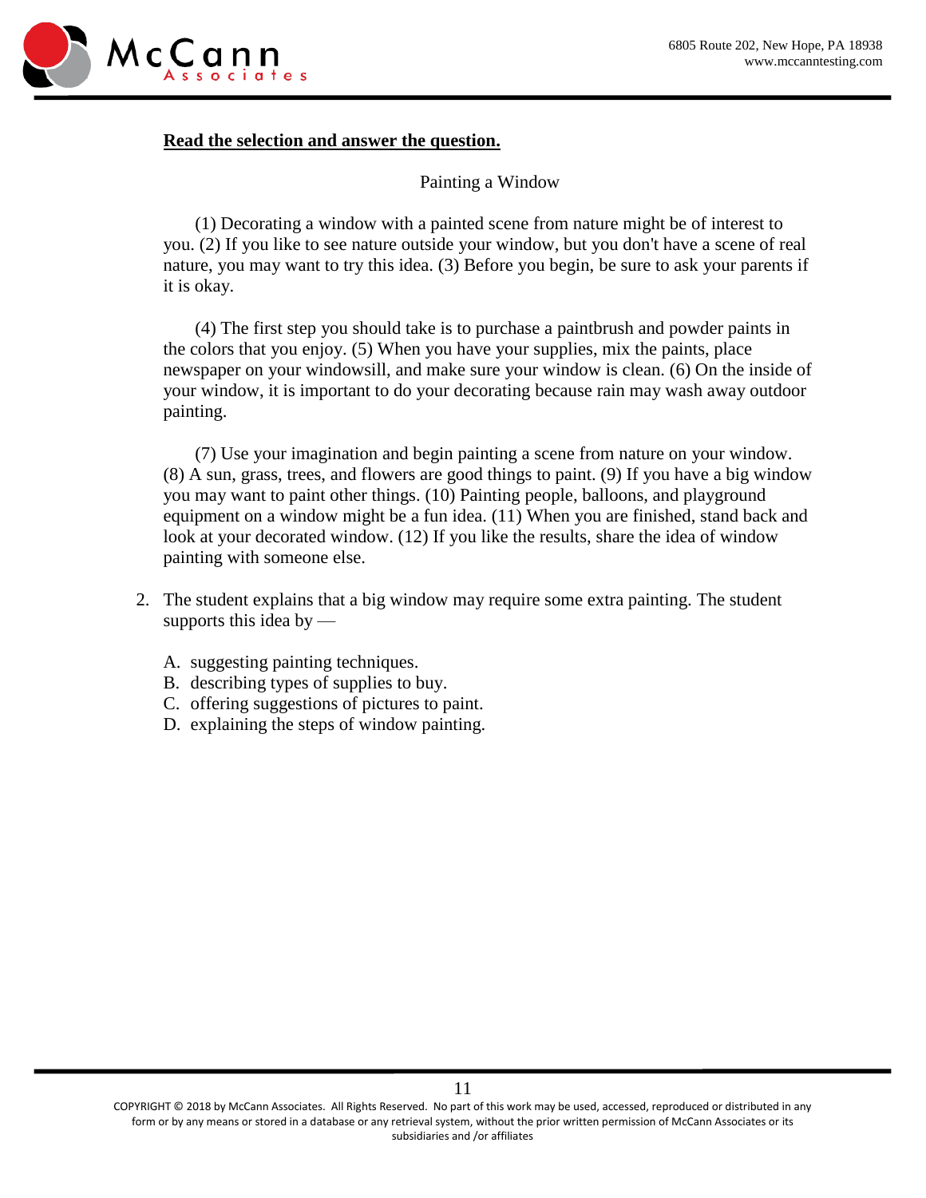**Read the selection and answer the question.**

Painting a Window

(1) Decorating a window with a painted scene from nature might be of interest to you. (2) If you like to see nature outside your window, but you don't have a scene of real nature, you may want to try this idea. (3) Before you begin, be sure to ask your parents if it is okay.

(4) The first step you should take is to purchase a paintbrush and powder paints in the colors that you enjoy. (5) When you have your supplies, mix the paints, place newspaper on your windowsill, and make sure your window is clean. (6) On the inside of your window, it is important to do your decorating because rain may wash away outdoor painting.

(7) Use your imagination and begin painting a scene from nature on your window. (8) A sun, grass, trees, and flowers are good things to paint. (9) If you have a big window you may want to paint other things. (10) Painting people, balloons, and playground equipment on a window might be a fun idea. (11) When you are finished, stand back and look at your decorated window. (12) If you like the results, share the idea of window painting with someone else.

2. The student explains that a big window may require some extra painting. The student supports this idea by —

   A. suggesting painting techniques.
   B. describing types of supplies to buy.
   C. offering suggestions of pictures to paint.
   D. explaining the steps of window painting.

COPYRIGHT © 2018 by McCann Associates. All Rights Reserved. No part of this work may be used, accessed, reproduced or distributed in any form or by any means or stored in a database or any retrieval system, without the prior written permission of McCann Associates or its subsidiaries and /or affiliates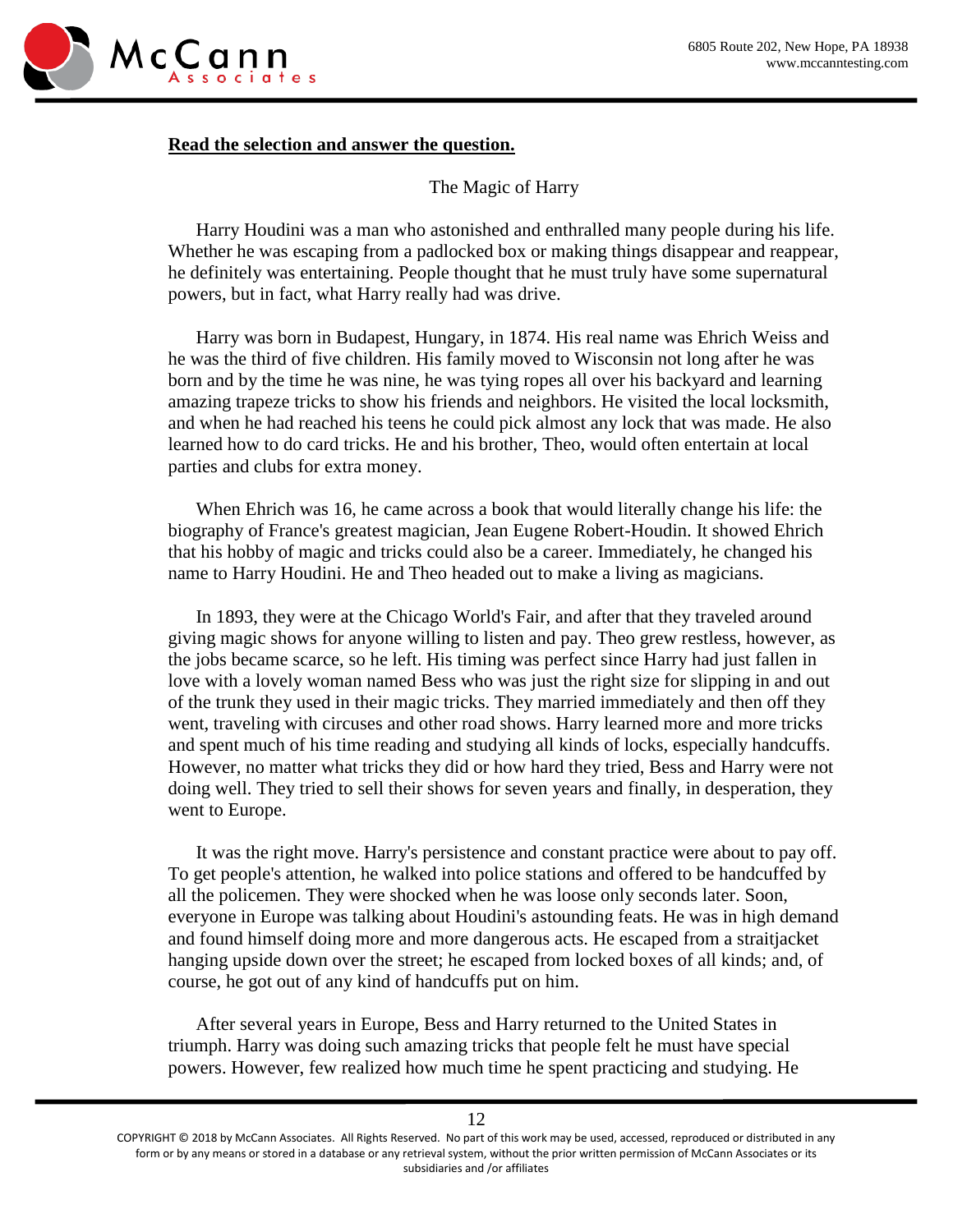**Read the selection and answer the question.**

The Magic of Harry

Harry Houdini was a man who astonished and enthralled many people during his life. Whether he was escaping from a padlocked box or making things disappear and reappear, he definitely was entertaining. People thought that he must truly have some supernatural powers, but in fact, what Harry really had was drive.

Harry was born in Budapest, Hungary, in 1874. His real name was Ehrich Weiss and he was the third of five children. His family moved to Wisconsin not long after he was born and by the time he was nine, he was tying ropes all over his backyard and learning amazing trapeze tricks to show his friends and neighbors. He visited the local locksmith, and when he had reached his teens he could pick almost any lock that was made. He also learned how to do card tricks. He and his brother, Theo, would often entertain at local parties and clubs for extra money.

When Ehrich was 16, he came across a book that would literally change his life: the biography of France's greatest magician, Jean Eugene Robert-Houdin. It showed Ehrich that his hobby of magic and tricks could also be a career. Immediately, he changed his name to Harry Houdini. He and Theo headed out to make a living as magicians.

In 1893, they were at the Chicago World's Fair, and after that they traveled around giving magic shows for anyone willing to listen and pay. Theo grew restless, however, as the jobs became scarce, so he left. His timing was perfect since Harry had just fallen in love with a lovely woman named Bess who was just the right size for slipping in and out of the trunk they used in their magic tricks. They married immediately and then off they went, traveling with circuses and other road shows. Harry learned more and more tricks and spent much of his time reading and studying all kinds of locks, especially handcuffs. However, no matter what tricks they did or how hard they tried, Bess and Harry were not doing well. They tried to sell their shows for seven years and finally, in desperation, they went to Europe.

It was the right move. Harry's persistence and constant practice were about to pay off. To get people's attention, he walked into police stations and offered to be handcuffed by all the policemen. They were shocked when he was loose only seconds later. Soon, everyone in Europe was talking about Houdini's astounding feats. He was in high demand and found himself doing more and more dangerous acts. He escaped from a straitjacket hanging upside down over the street; he escaped from locked boxes of all kinds; and, of course, he got out of any kind of handcuffs put on him.

After several years in Europe, Bess and Harry returned to the United States in triumph. Harry was doing such amazing tricks that people felt he must have special powers. However, few realized how much time he spent practicing and studying. He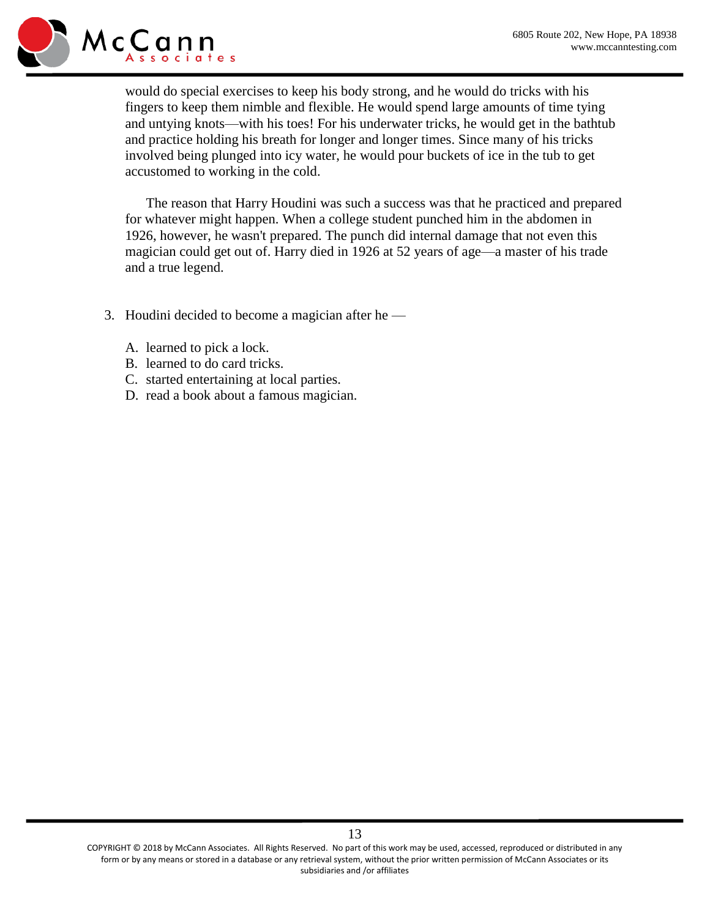would do special exercises to keep his body strong, and he would do tricks with his fingers to keep them nimble and flexible. He would spend large amounts of time tying and untying knots—with his toes! For his underwater tricks, he would get in the bathtub and practice holding his breath for longer and longer times. Since many of his tricks involved being plunged into icy water, he would pour buckets of ice in the tub to get accustomed to working in the cold.

The reason that Harry Houdini was such a success was that he practiced and prepared for whatever might happen. When a college student punched him in the abdomen in 1926, however, he wasn't prepared. The punch did internal damage that not even this magician could get out of. Harry died in 1926 at 52 years of age—a master of his trade and a true legend.

3. Houdini decided to become a magician after he —

   A. learned to pick a lock.
   B. learned to do card tricks.
   C. started entertaining at local parties.
   D. read a book about a famous magician.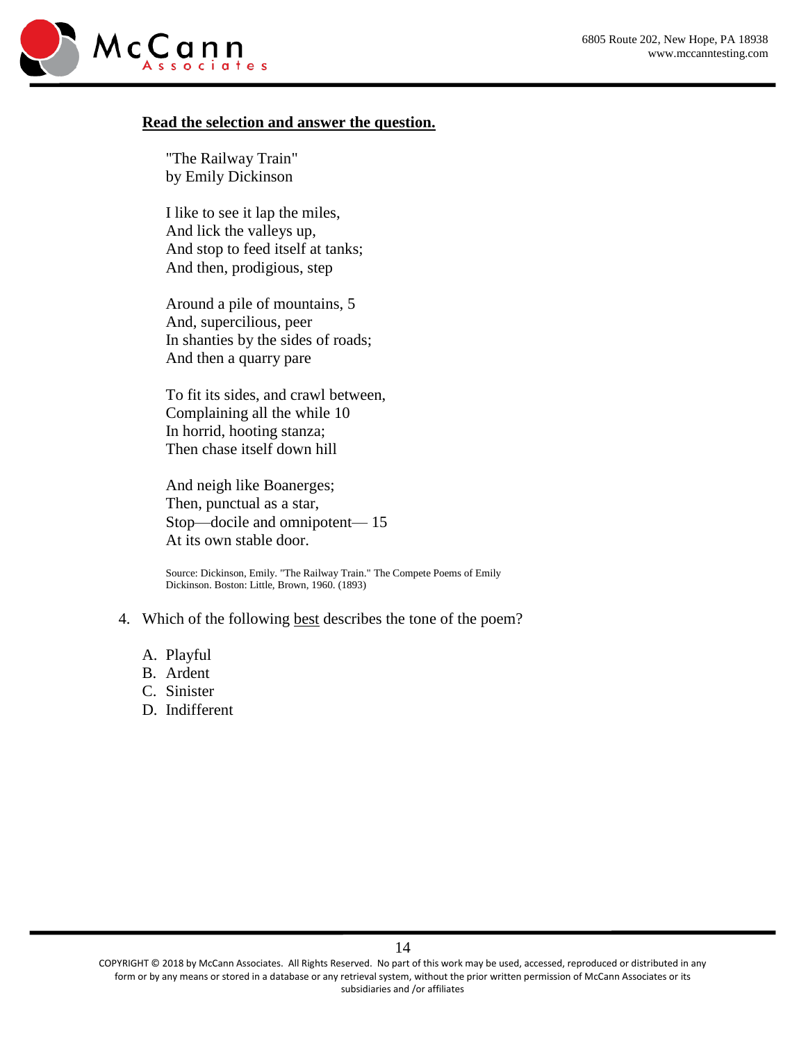**Read the selection and answer the question.**

"The Railway Train"
by Emily Dickinson

I like to see it lap the miles,
And lick the valleys up,
And stop to feed itself at tanks;
And then, prodigious, step

Around a pile of mountains, 5
And, supercilious, peer
In shanties by the sides of roads;
And then a quarry pare

To fit its sides, and crawl between,
Complaining all the while 10
In horrid, hooting stanza;
Then chase itself down hill

And neigh like Boanerges;
Then, punctual as a star,
Stop—docile and omnipotent— 15
At its own stable door.

Source: Dickinson, Emily. "The Railway Train." The Compete Poems of Emily Dickinson. Boston: Little, Brown, 1960. (1893)

4. Which of the following best describes the tone of the poem?

   A. Playful
   B. Ardent
   C. Sinister
   D. Indifferent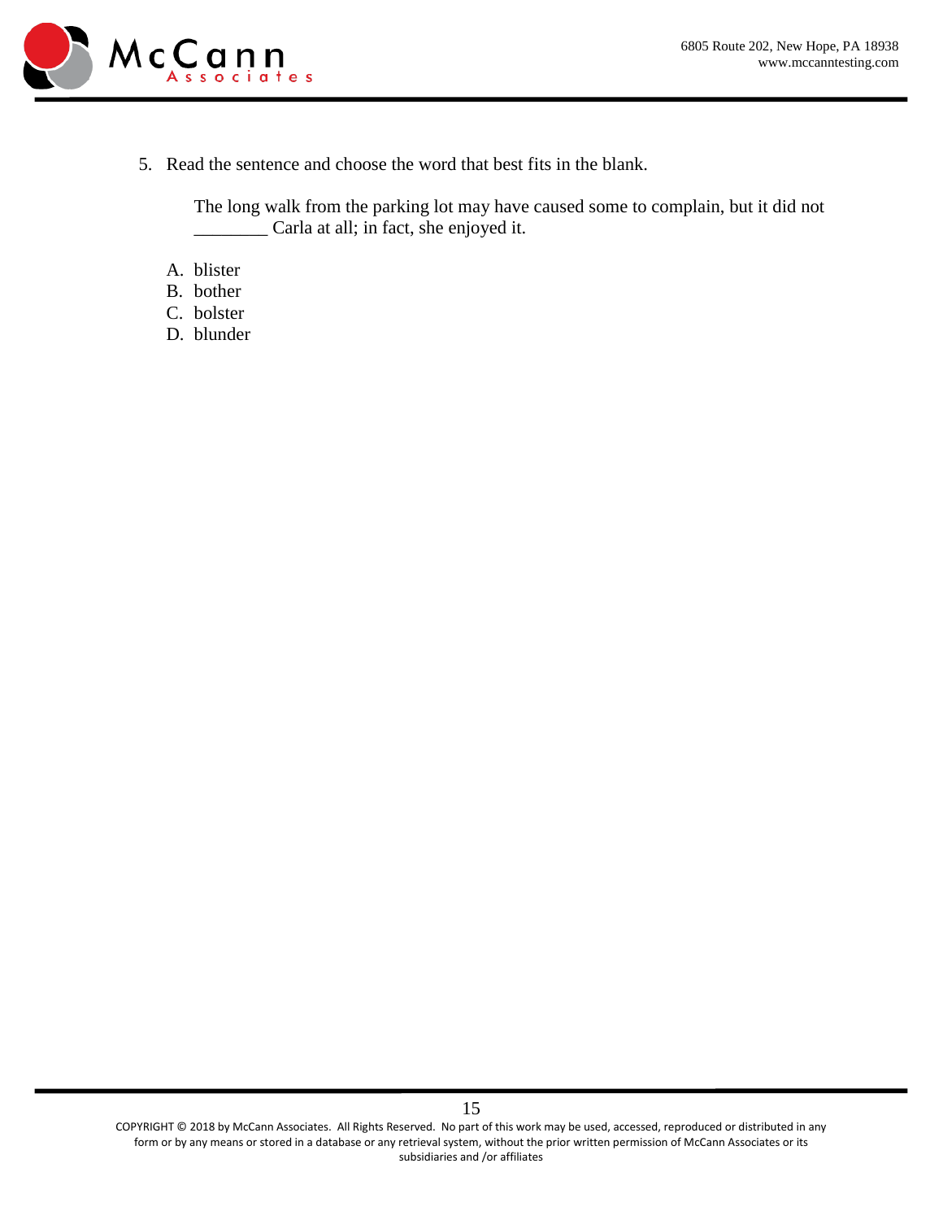5. Read the sentence and choose the word that best fits in the blank.

   The long walk from the parking lot may have caused some to complain, but it did not ________ Carla at all; in fact, she enjoyed it.

   A. blister
   B. bother
   C. bolster
   D. blunder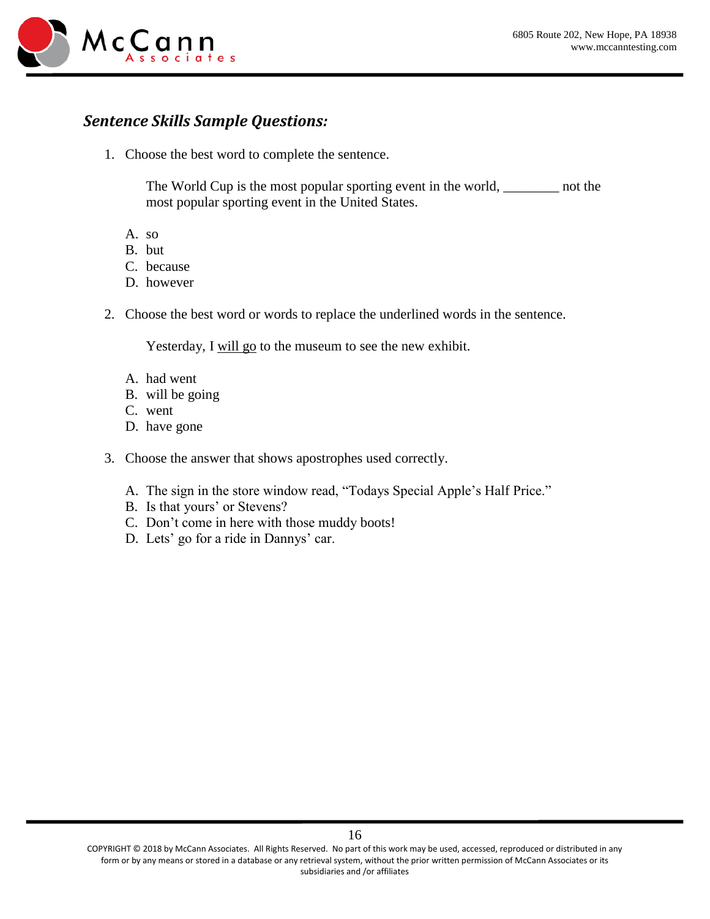## *Sentence Skills Sample Questions:*

1. Choose the best word to complete the sentence.

   The World Cup is the most popular sporting event in the world, ________ not the most popular sporting event in the United States.

   A. so
   B. but
   C. because
   D. however

2. Choose the best word or words to replace the underlined words in the sentence.

   Yesterday, I <u>will go</u> to the museum to see the new exhibit.

   A. had went
   B. will be going
   C. went
   D. have gone

3. Choose the answer that shows apostrophes used correctly.

   A. The sign in the store window read, "Todays Special Apple's Half Price."
   B. Is that yours' or Stevens?
   C. Don't come in here with those muddy boots!
   D. Lets' go for a ride in Dannys' car.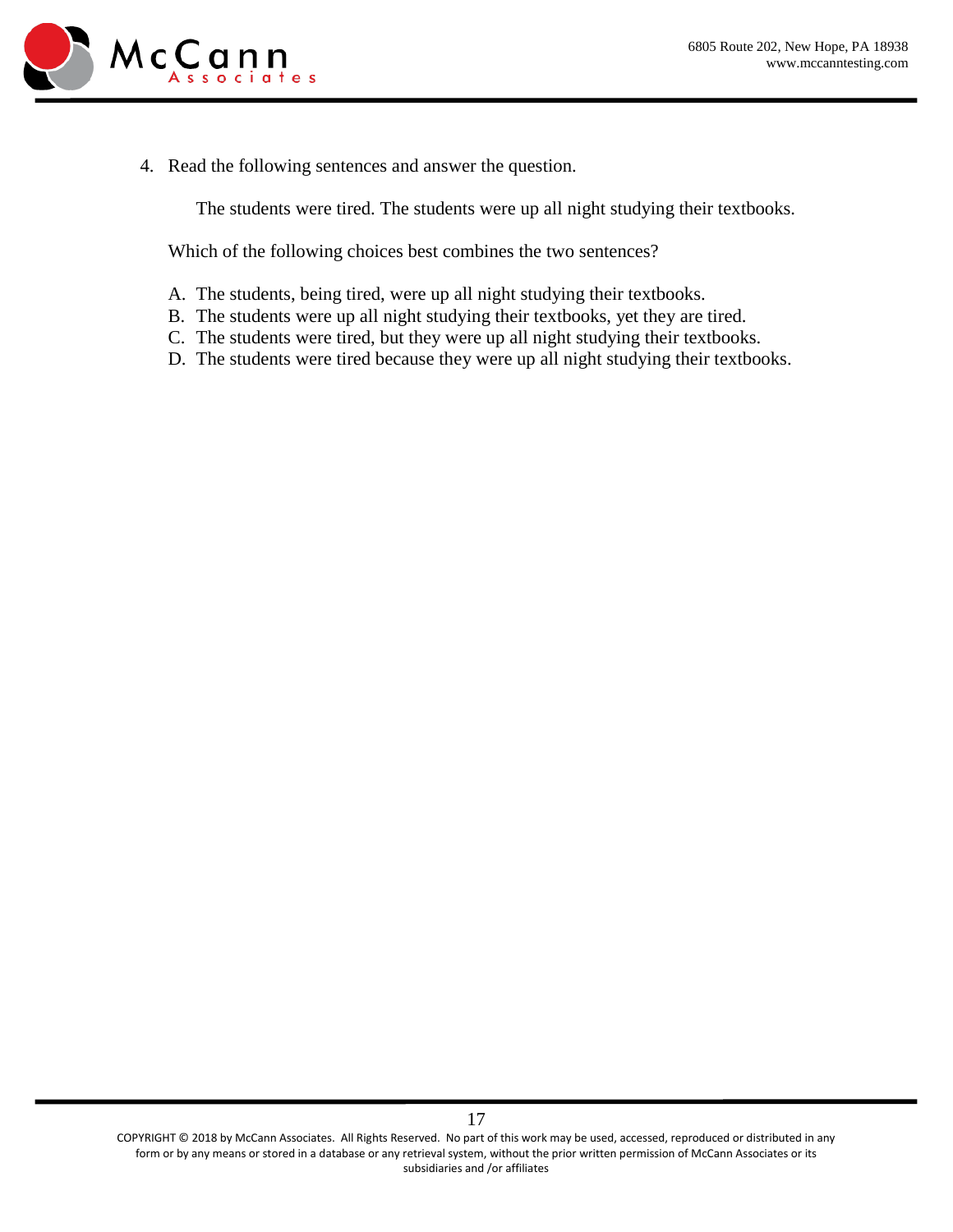4. Read the following sentences and answer the question.

   The students were tired. The students were up all night studying their textbooks.

   Which of the following choices best combines the two sentences?

   A. The students, being tired, were up all night studying their textbooks.
   B. The students were up all night studying their textbooks, yet they are tired.
   C. The students were tired, but they were up all night studying their textbooks.
   D. The students were tired because they were up all night studying their textbooks.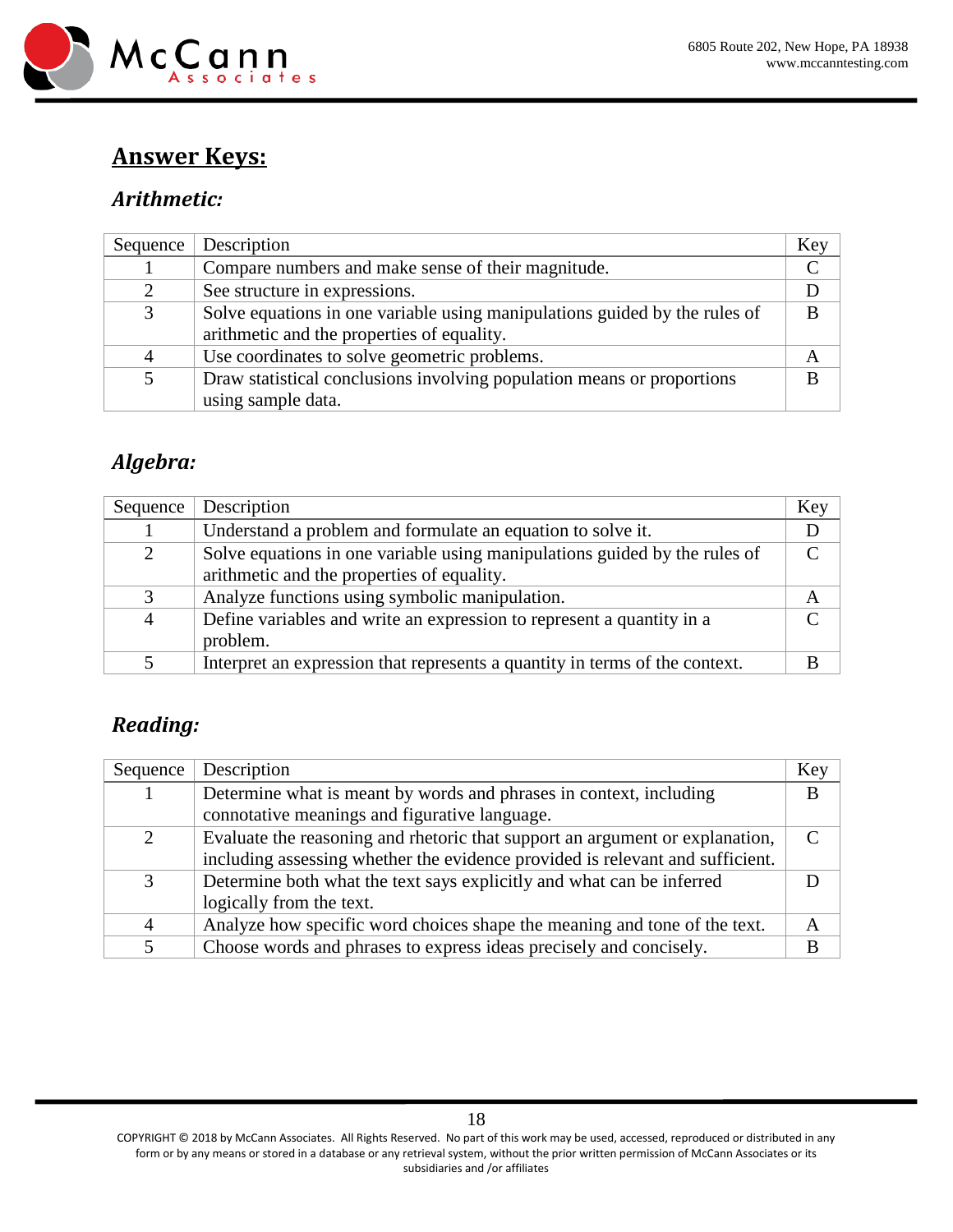## **Answer Keys:**

### *Arithmetic:*

| Sequence | Description | Key |
|---|---|---|
| 1 | Compare numbers and make sense of their magnitude. | C |
| 2 | See structure in expressions. | D |
| 3 | Solve equations in one variable using manipulations guided by the rules of arithmetic and the properties of equality. | B |
| 4 | Use coordinates to solve geometric problems. | A |
| 5 | Draw statistical conclusions involving population means or proportions using sample data. | B |

### *Algebra:*

| Sequence | Description | Key |
|---|---|---|
| 1 | Understand a problem and formulate an equation to solve it. | D |
| 2 | Solve equations in one variable using manipulations guided by the rules of arithmetic and the properties of equality. | C |
| 3 | Analyze functions using symbolic manipulation. | A |
| 4 | Define variables and write an expression to represent a quantity in a problem. | C |
| 5 | Interpret an expression that represents a quantity in terms of the context. | B |

### *Reading:*

| Sequence | Description | Key |
|---|---|---|
| 1 | Determine what is meant by words and phrases in context, including connotative meanings and figurative language. | B |
| 2 | Evaluate the reasoning and rhetoric that support an argument or explanation, including assessing whether the evidence provided is relevant and sufficient. | C |
| 3 | Determine both what the text says explicitly and what can be inferred logically from the text. | D |
| 4 | Analyze how specific word choices shape the meaning and tone of the text. | A |
| 5 | Choose words and phrases to express ideas precisely and concisely. | B |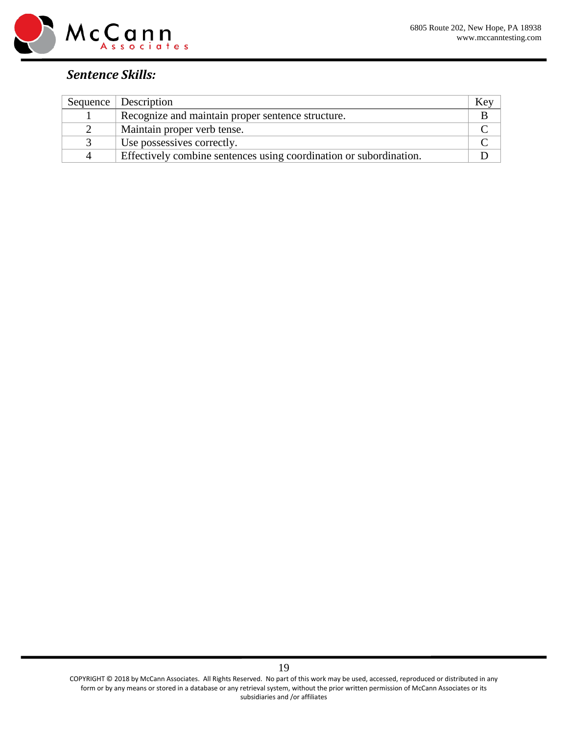## *Sentence Skills:*

| Sequence | Description | Key |
|---|---|---|
| 1 | Recognize and maintain proper sentence structure. | B |
| 2 | Maintain proper verb tense. | C |
| 3 | Use possessives correctly. | C |
| 4 | Effectively combine sentences using coordination or subordination. | D |